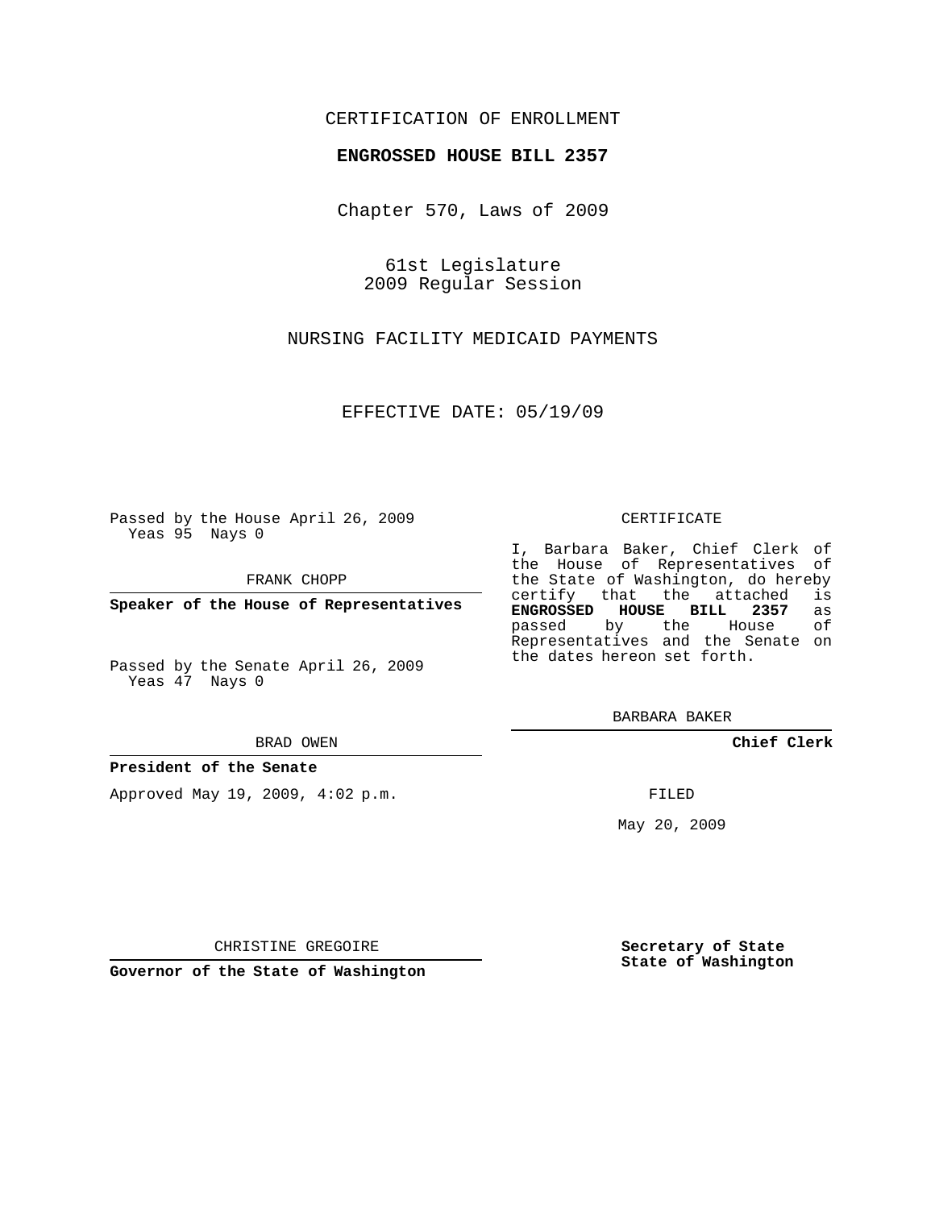CERTIFICATION OF ENROLLMENT

**ENGROSSED HOUSE BILL 2357**

Chapter 570, Laws of 2009

61st Legislature
2009 Regular Session

NURSING FACILITY MEDICAID PAYMENTS

EFFECTIVE DATE: 05/19/09

Passed by the House April 26, 2009
Yeas 95 Nays 0

FRANK CHOPP

**Speaker of the House of Representatives**

Passed by the Senate April 26, 2009
Yeas 47 Nays 0

BRAD OWEN

**President of the Senate**

Approved May 19, 2009, 4:02 p.m.

CHRISTINE GREGOIRE

**Governor of the State of Washington**

CERTIFICATE

I, Barbara Baker, Chief Clerk of the House of Representatives of the State of Washington, do hereby certify that the attached is **ENGROSSED HOUSE BILL 2357** as passed by the House of Representatives and the Senate on the dates hereon set forth.

BARBARA BAKER

**Chief Clerk**

FILED

May 20, 2009

**Secretary of State**
**State of Washington**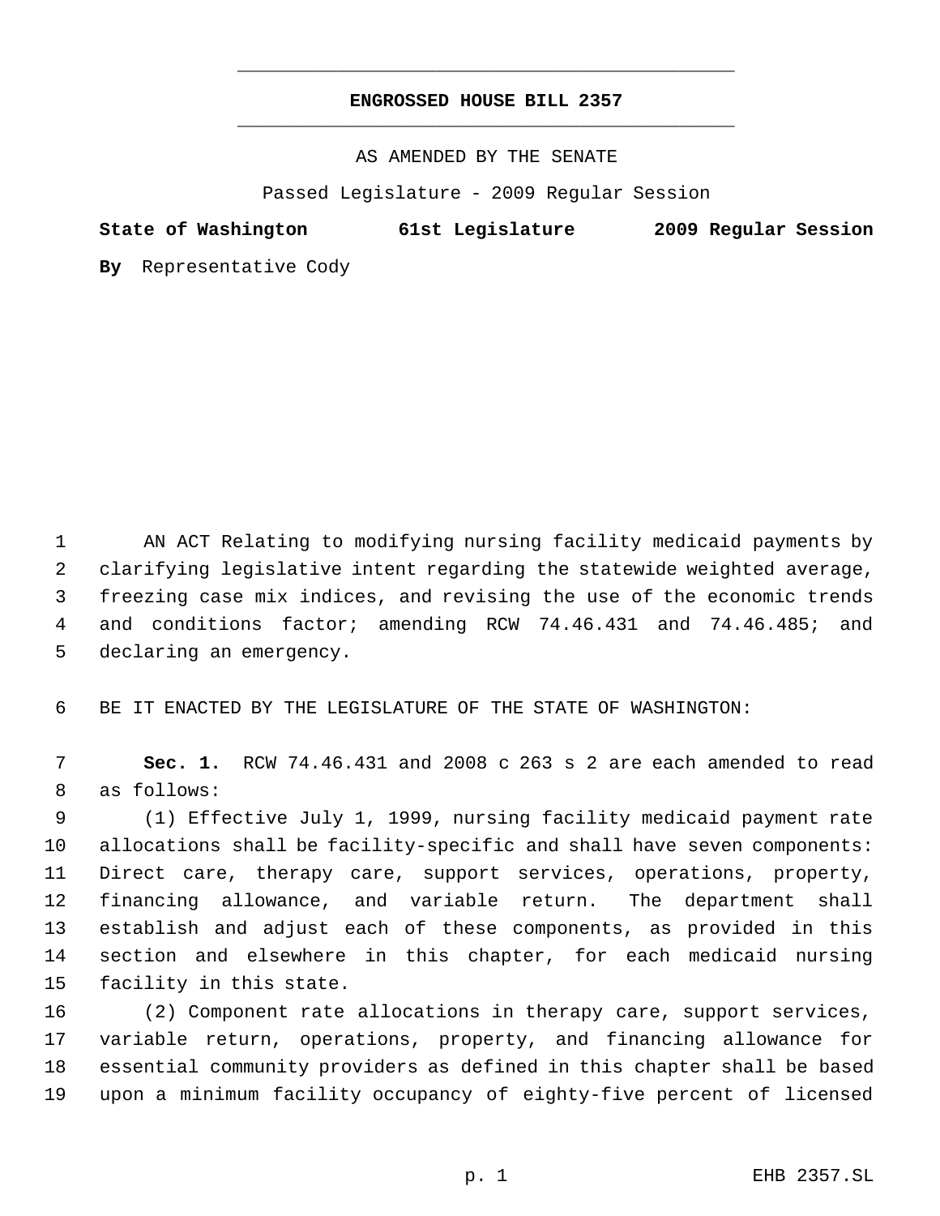# ENGROSSED HOUSE BILL 2357

AS AMENDED BY THE SENATE

Passed Legislature - 2009 Regular Session

**State of Washington 61st Legislature 2009 Regular Session**

**By** Representative Cody

AN ACT Relating to modifying nursing facility medicaid payments by clarifying legislative intent regarding the statewide weighted average, freezing case mix indices, and revising the use of the economic trends and conditions factor; amending RCW 74.46.431 and 74.46.485; and declaring an emergency.

BE IT ENACTED BY THE LEGISLATURE OF THE STATE OF WASHINGTON:

**Sec. 1.** RCW 74.46.431 and 2008 c 263 s 2 are each amended to read as follows:

(1) Effective July 1, 1999, nursing facility medicaid payment rate allocations shall be facility-specific and shall have seven components: Direct care, therapy care, support services, operations, property, financing allowance, and variable return. The department shall establish and adjust each of these components, as provided in this section and elsewhere in this chapter, for each medicaid nursing facility in this state.

(2) Component rate allocations in therapy care, support services, variable return, operations, property, and financing allowance for essential community providers as defined in this chapter shall be based upon a minimum facility occupancy of eighty-five percent of licensed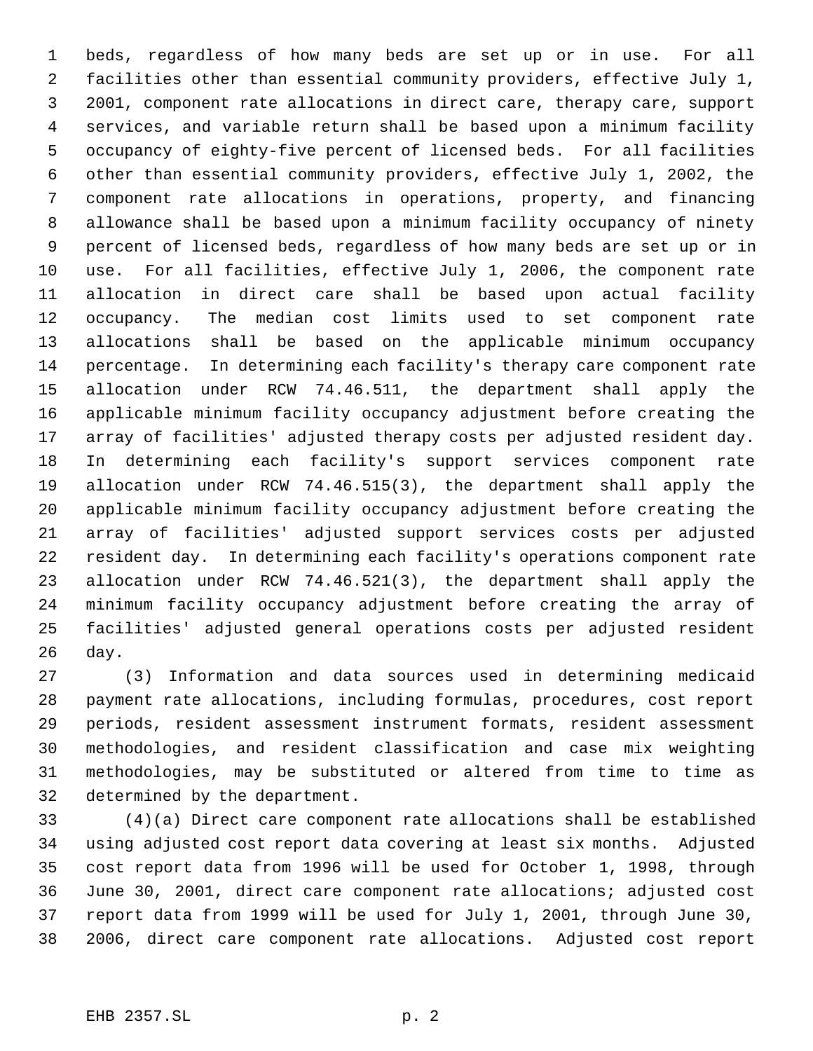beds, regardless of how many beds are set up or in use. For all facilities other than essential community providers, effective July 1, 2001, component rate allocations in direct care, therapy care, support services, and variable return shall be based upon a minimum facility occupancy of eighty-five percent of licensed beds. For all facilities other than essential community providers, effective July 1, 2002, the component rate allocations in operations, property, and financing allowance shall be based upon a minimum facility occupancy of ninety percent of licensed beds, regardless of how many beds are set up or in use. For all facilities, effective July 1, 2006, the component rate allocation in direct care shall be based upon actual facility occupancy. The median cost limits used to set component rate allocations shall be based on the applicable minimum occupancy percentage. In determining each facility's therapy care component rate allocation under RCW 74.46.511, the department shall apply the applicable minimum facility occupancy adjustment before creating the array of facilities' adjusted therapy costs per adjusted resident day. In determining each facility's support services component rate allocation under RCW 74.46.515(3), the department shall apply the applicable minimum facility occupancy adjustment before creating the array of facilities' adjusted support services costs per adjusted resident day. In determining each facility's operations component rate allocation under RCW 74.46.521(3), the department shall apply the minimum facility occupancy adjustment before creating the array of facilities' adjusted general operations costs per adjusted resident day.

(3) Information and data sources used in determining medicaid payment rate allocations, including formulas, procedures, cost report periods, resident assessment instrument formats, resident assessment methodologies, and resident classification and case mix weighting methodologies, may be substituted or altered from time to time as determined by the department.

(4)(a) Direct care component rate allocations shall be established using adjusted cost report data covering at least six months. Adjusted cost report data from 1996 will be used for October 1, 1998, through June 30, 2001, direct care component rate allocations; adjusted cost report data from 1999 will be used for July 1, 2001, through June 30, 2006, direct care component rate allocations. Adjusted cost report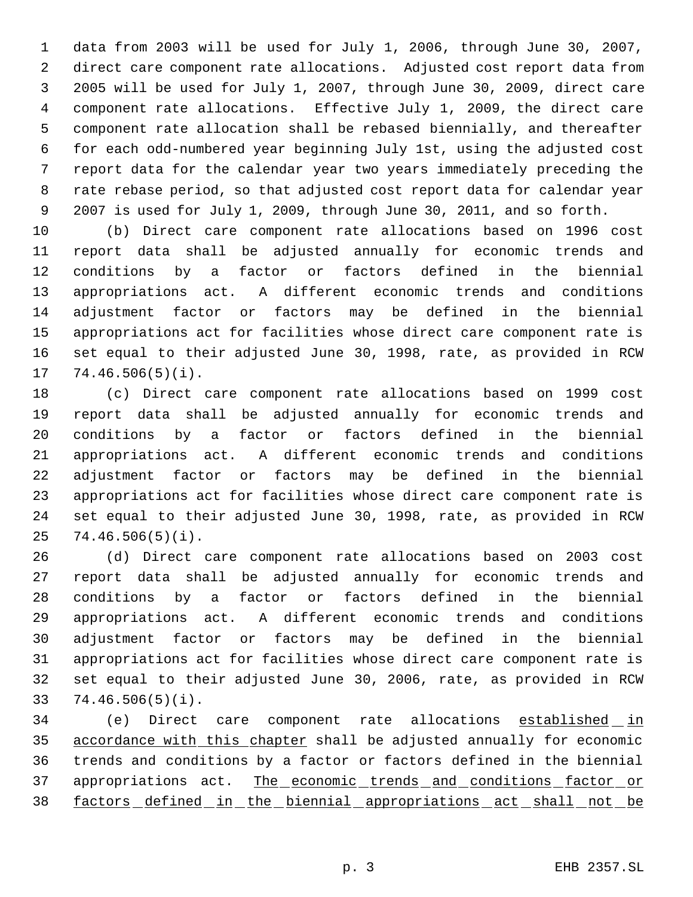data from 2003 will be used for July 1, 2006, through June 30, 2007, direct care component rate allocations. Adjusted cost report data from 2005 will be used for July 1, 2007, through June 30, 2009, direct care component rate allocations. Effective July 1, 2009, the direct care component rate allocation shall be rebased biennially, and thereafter for each odd-numbered year beginning July 1st, using the adjusted cost report data for the calendar year two years immediately preceding the rate rebase period, so that adjusted cost report data for calendar year 2007 is used for July 1, 2009, through June 30, 2011, and so forth.

(b) Direct care component rate allocations based on 1996 cost report data shall be adjusted annually for economic trends and conditions by a factor or factors defined in the biennial appropriations act. A different economic trends and conditions adjustment factor or factors may be defined in the biennial appropriations act for facilities whose direct care component rate is set equal to their adjusted June 30, 1998, rate, as provided in RCW 74.46.506(5)(i).

(c) Direct care component rate allocations based on 1999 cost report data shall be adjusted annually for economic trends and conditions by a factor or factors defined in the biennial appropriations act. A different economic trends and conditions adjustment factor or factors may be defined in the biennial appropriations act for facilities whose direct care component rate is set equal to their adjusted June 30, 1998, rate, as provided in RCW 74.46.506(5)(i).

(d) Direct care component rate allocations based on 2003 cost report data shall be adjusted annually for economic trends and conditions by a factor or factors defined in the biennial appropriations act. A different economic trends and conditions adjustment factor or factors may be defined in the biennial appropriations act for facilities whose direct care component rate is set equal to their adjusted June 30, 2006, rate, as provided in RCW 74.46.506(5)(i).

(e) Direct care component rate allocations established in accordance with this chapter shall be adjusted annually for economic trends and conditions by a factor or factors defined in the biennial appropriations act. The economic trends and conditions factor or factors defined in the biennial appropriations act shall not be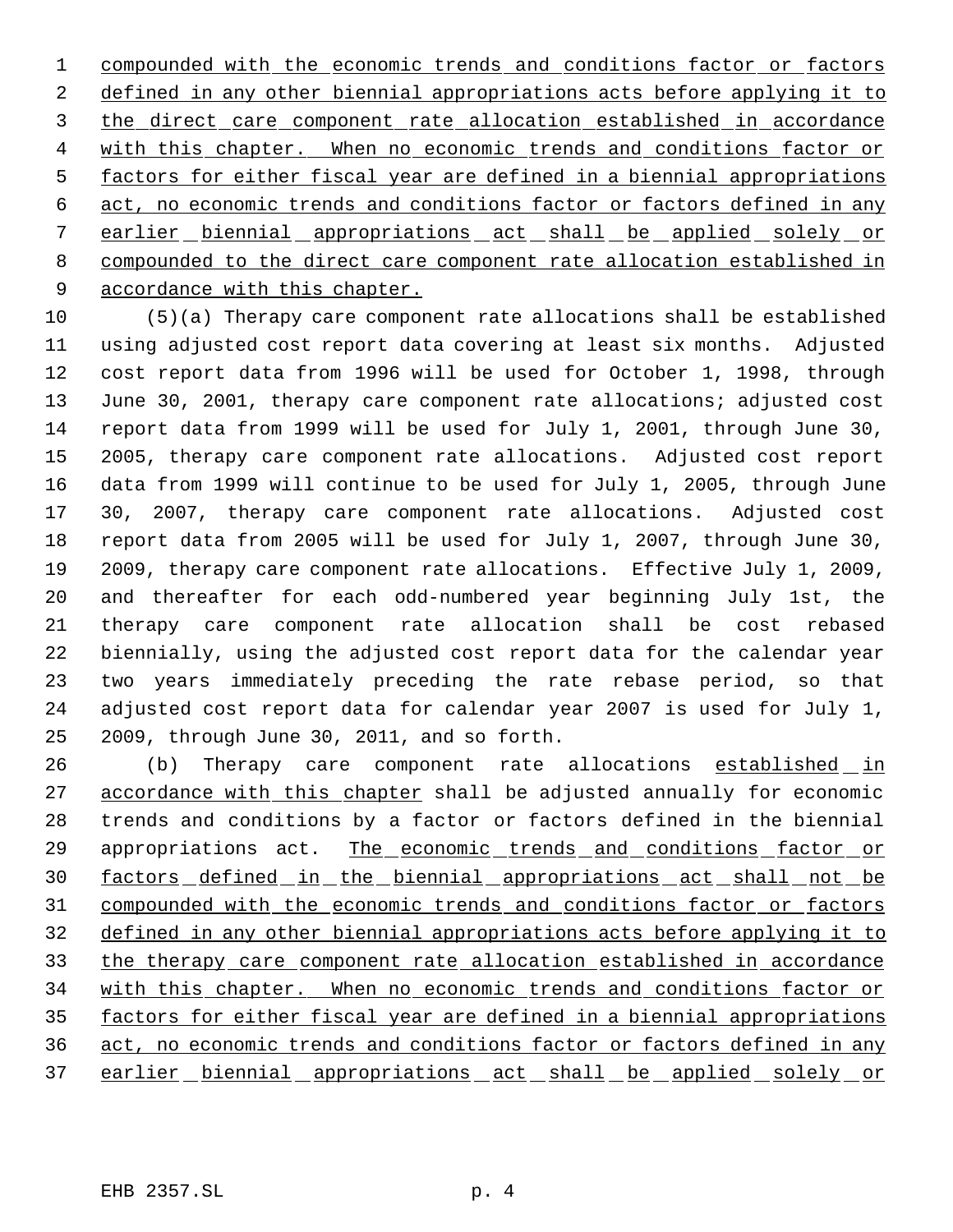compounded with the economic trends and conditions factor or factors defined in any other biennial appropriations acts before applying it to the direct care component rate allocation established in accordance with this chapter. When no economic trends and conditions factor or factors for either fiscal year are defined in a biennial appropriations act, no economic trends and conditions factor or factors defined in any earlier biennial appropriations act shall be applied solely or compounded to the direct care component rate allocation established in accordance with this chapter.

(5)(a) Therapy care component rate allocations shall be established using adjusted cost report data covering at least six months. Adjusted cost report data from 1996 will be used for October 1, 1998, through June 30, 2001, therapy care component rate allocations; adjusted cost report data from 1999 will be used for July 1, 2001, through June 30, 2005, therapy care component rate allocations. Adjusted cost report data from 1999 will continue to be used for July 1, 2005, through June 30, 2007, therapy care component rate allocations. Adjusted cost report data from 2005 will be used for July 1, 2007, through June 30, 2009, therapy care component rate allocations. Effective July 1, 2009, and thereafter for each odd-numbered year beginning July 1st, the therapy care component rate allocation shall be cost rebased biennially, using the adjusted cost report data for the calendar year two years immediately preceding the rate rebase period, so that adjusted cost report data for calendar year 2007 is used for July 1, 2009, through June 30, 2011, and so forth.

(b) Therapy care component rate allocations established in accordance with this chapter shall be adjusted annually for economic trends and conditions by a factor or factors defined in the biennial appropriations act. The economic trends and conditions factor or factors defined in the biennial appropriations act shall not be compounded with the economic trends and conditions factor or factors defined in any other biennial appropriations acts before applying it to the therapy care component rate allocation established in accordance with this chapter. When no economic trends and conditions factor or factors for either fiscal year are defined in a biennial appropriations act, no economic trends and conditions factor or factors defined in any earlier biennial appropriations act shall be applied solely or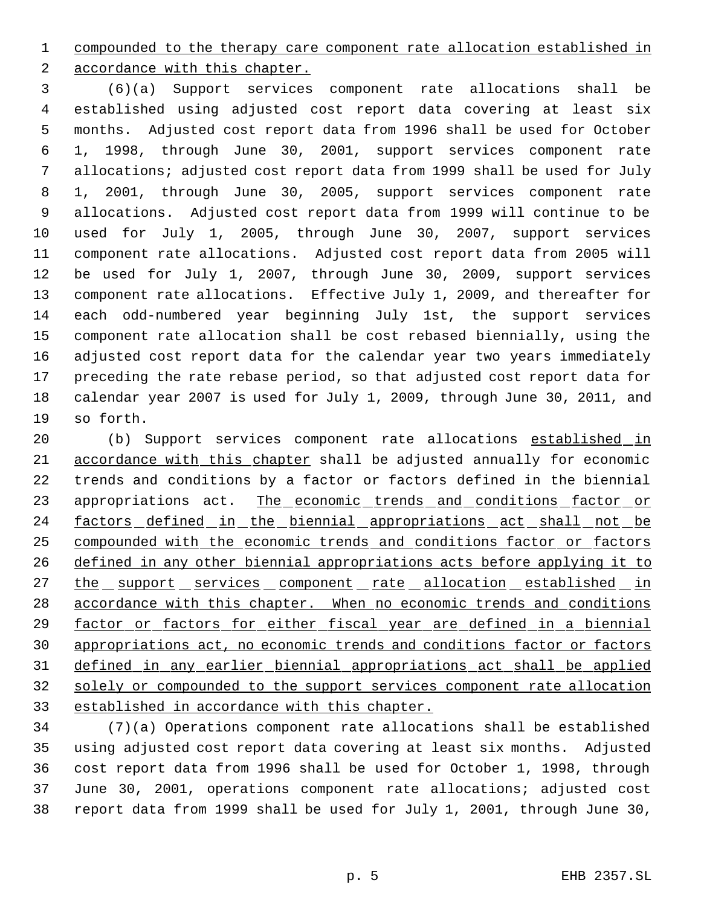compounded to the therapy care component rate allocation established in accordance with this chapter.

(6)(a) Support services component rate allocations shall be established using adjusted cost report data covering at least six months. Adjusted cost report data from 1996 shall be used for October 1, 1998, through June 30, 2001, support services component rate allocations; adjusted cost report data from 1999 shall be used for July 1, 2001, through June 30, 2005, support services component rate allocations. Adjusted cost report data from 1999 will continue to be used for July 1, 2005, through June 30, 2007, support services component rate allocations. Adjusted cost report data from 2005 will be used for July 1, 2007, through June 30, 2009, support services component rate allocations. Effective July 1, 2009, and thereafter for each odd-numbered year beginning July 1st, the support services component rate allocation shall be cost rebased biennially, using the adjusted cost report data for the calendar year two years immediately preceding the rate rebase period, so that adjusted cost report data for calendar year 2007 is used for July 1, 2009, through June 30, 2011, and so forth.

(b) Support services component rate allocations established in accordance with this chapter shall be adjusted annually for economic trends and conditions by a factor or factors defined in the biennial appropriations act. The economic trends and conditions factor or factors defined in the biennial appropriations act shall not be compounded with the economic trends and conditions factor or factors defined in any other biennial appropriations acts before applying it to the support services component rate allocation established in accordance with this chapter. When no economic trends and conditions factor or factors for either fiscal year are defined in a biennial appropriations act, no economic trends and conditions factor or factors defined in any earlier biennial appropriations act shall be applied solely or compounded to the support services component rate allocation established in accordance with this chapter.

(7)(a) Operations component rate allocations shall be established using adjusted cost report data covering at least six months. Adjusted cost report data from 1996 shall be used for October 1, 1998, through June 30, 2001, operations component rate allocations; adjusted cost report data from 1999 shall be used for July 1, 2001, through June 30,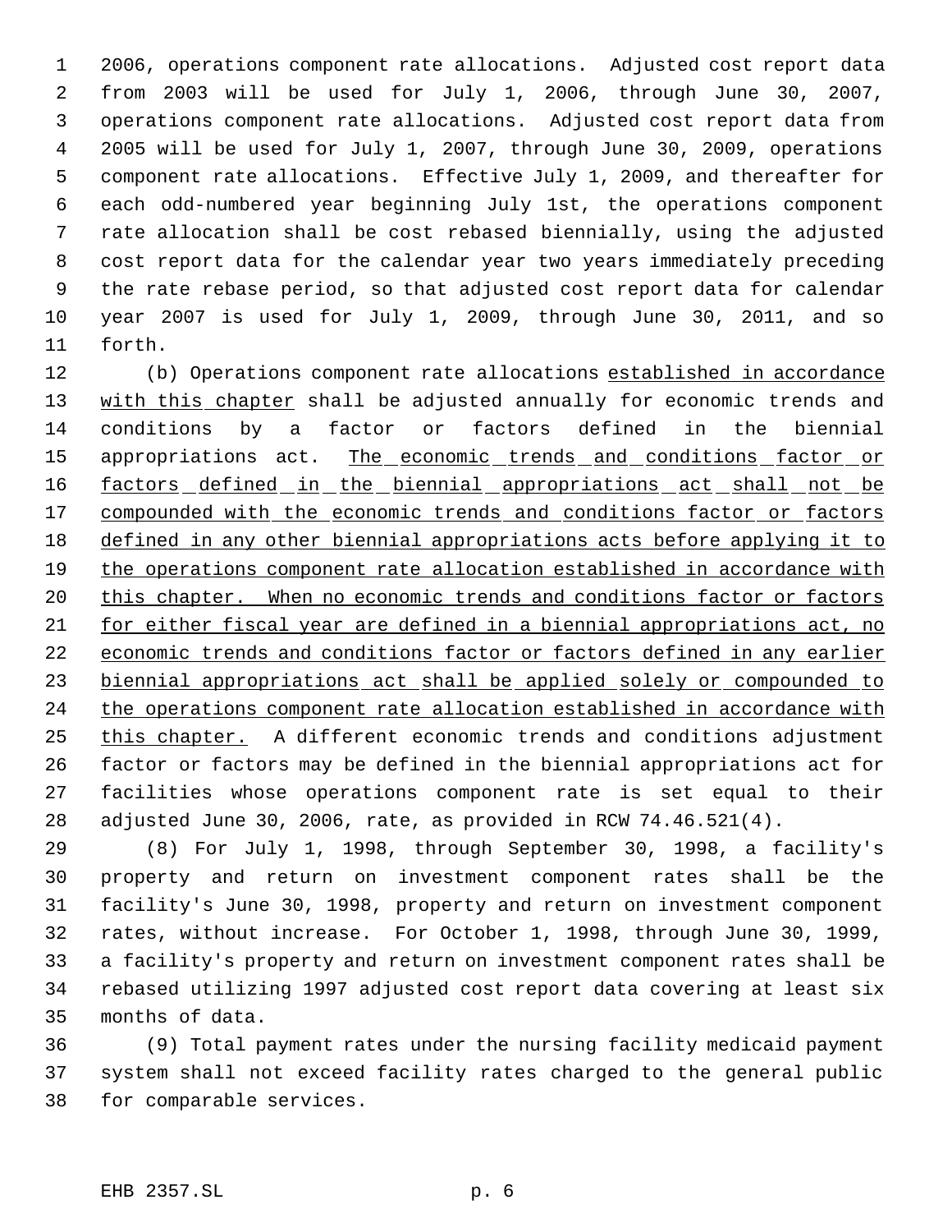2006, operations component rate allocations. Adjusted cost report data from 2003 will be used for July 1, 2006, through June 30, 2007, operations component rate allocations. Adjusted cost report data from 2005 will be used for July 1, 2007, through June 30, 2009, operations component rate allocations. Effective July 1, 2009, and thereafter for each odd-numbered year beginning July 1st, the operations component rate allocation shall be cost rebased biennially, using the adjusted cost report data for the calendar year two years immediately preceding the rate rebase period, so that adjusted cost report data for calendar year 2007 is used for July 1, 2009, through June 30, 2011, and so forth.

(b) Operations component rate allocations <u>established in accordance with this chapter</u> shall be adjusted annually for economic trends and conditions by a factor or factors defined in the biennial appropriations act. <u>The economic trends and conditions factor or factors defined in the biennial appropriations act shall not be compounded with the economic trends and conditions factor or factors defined in any other biennial appropriations acts before applying it to the operations component rate allocation established in accordance with this chapter. When no economic trends and conditions factor or factors for either fiscal year are defined in a biennial appropriations act, no economic trends and conditions factor or factors defined in any earlier biennial appropriations act shall be applied solely or compounded to the operations component rate allocation established in accordance with this chapter.</u> A different economic trends and conditions adjustment factor or factors may be defined in the biennial appropriations act for facilities whose operations component rate is set equal to their adjusted June 30, 2006, rate, as provided in RCW 74.46.521(4).

(8) For July 1, 1998, through September 30, 1998, a facility's property and return on investment component rates shall be the facility's June 30, 1998, property and return on investment component rates, without increase. For October 1, 1998, through June 30, 1999, a facility's property and return on investment component rates shall be rebased utilizing 1997 adjusted cost report data covering at least six months of data.

(9) Total payment rates under the nursing facility medicaid payment system shall not exceed facility rates charged to the general public for comparable services.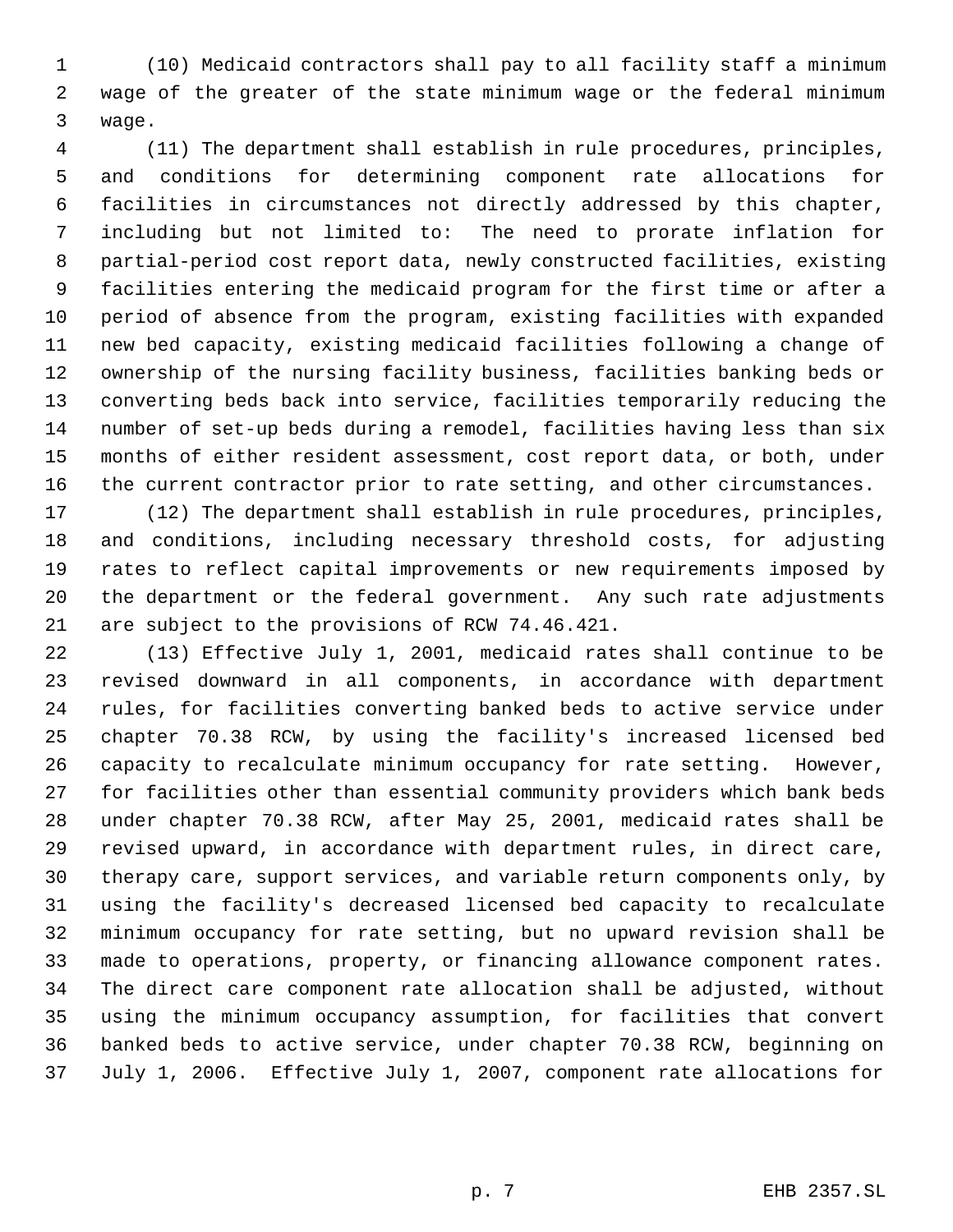(10) Medicaid contractors shall pay to all facility staff a minimum wage of the greater of the state minimum wage or the federal minimum wage.

(11) The department shall establish in rule procedures, principles, and conditions for determining component rate allocations for facilities in circumstances not directly addressed by this chapter, including but not limited to: The need to prorate inflation for partial-period cost report data, newly constructed facilities, existing facilities entering the medicaid program for the first time or after a period of absence from the program, existing facilities with expanded new bed capacity, existing medicaid facilities following a change of ownership of the nursing facility business, facilities banking beds or converting beds back into service, facilities temporarily reducing the number of set-up beds during a remodel, facilities having less than six months of either resident assessment, cost report data, or both, under the current contractor prior to rate setting, and other circumstances.

(12) The department shall establish in rule procedures, principles, and conditions, including necessary threshold costs, for adjusting rates to reflect capital improvements or new requirements imposed by the department or the federal government. Any such rate adjustments are subject to the provisions of RCW 74.46.421.

(13) Effective July 1, 2001, medicaid rates shall continue to be revised downward in all components, in accordance with department rules, for facilities converting banked beds to active service under chapter 70.38 RCW, by using the facility's increased licensed bed capacity to recalculate minimum occupancy for rate setting. However, for facilities other than essential community providers which bank beds under chapter 70.38 RCW, after May 25, 2001, medicaid rates shall be revised upward, in accordance with department rules, in direct care, therapy care, support services, and variable return components only, by using the facility's decreased licensed bed capacity to recalculate minimum occupancy for rate setting, but no upward revision shall be made to operations, property, or financing allowance component rates. The direct care component rate allocation shall be adjusted, without using the minimum occupancy assumption, for facilities that convert banked beds to active service, under chapter 70.38 RCW, beginning on July 1, 2006. Effective July 1, 2007, component rate allocations for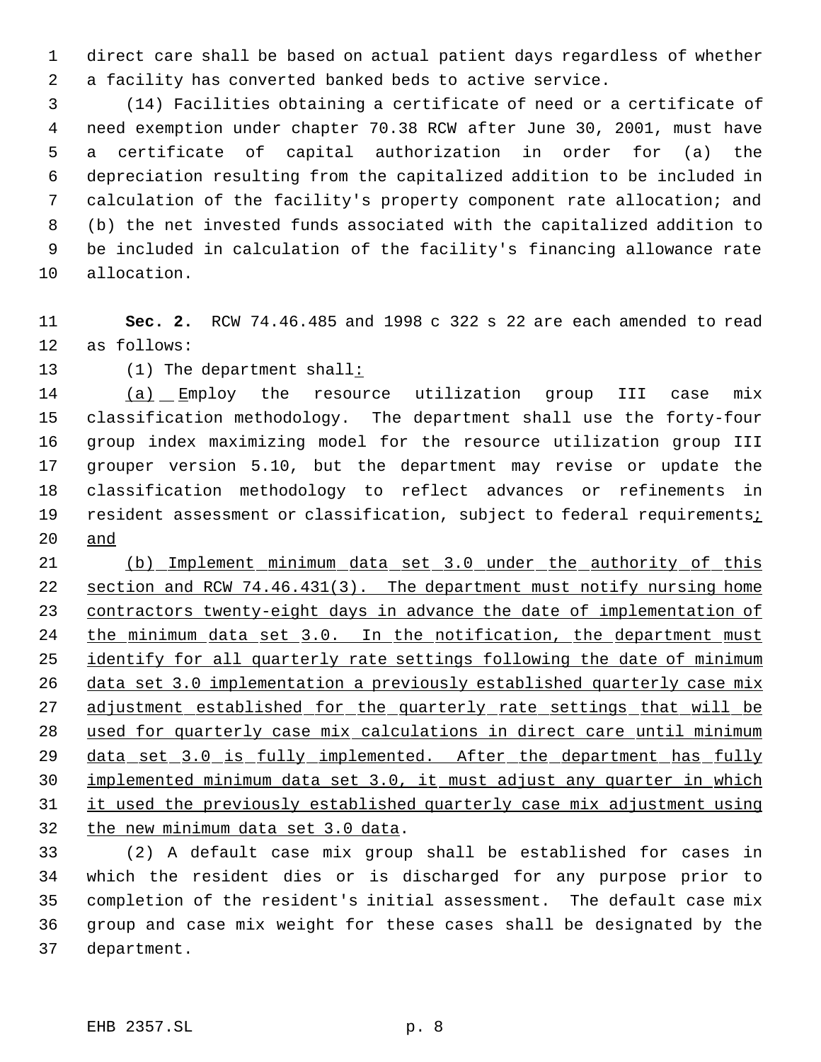direct care shall be based on actual patient days regardless of whether a facility has converted banked beds to active service.

(14) Facilities obtaining a certificate of need or a certificate of need exemption under chapter 70.38 RCW after June 30, 2001, must have a certificate of capital authorization in order for (a) the depreciation resulting from the capitalized addition to be included in calculation of the facility's property component rate allocation; and (b) the net invested funds associated with the capitalized addition to be included in calculation of the facility's financing allowance rate allocation.

**Sec. 2.** RCW 74.46.485 and 1998 c 322 s 22 are each amended to read as follows:

(1) The department shall:

(a) Employ the resource utilization group III case mix classification methodology. The department shall use the forty-four group index maximizing model for the resource utilization group III grouper version 5.10, but the department may revise or update the classification methodology to reflect advances or refinements in resident assessment or classification, subject to federal requirements; and

(b) Implement minimum data set 3.0 under the authority of this section and RCW 74.46.431(3). The department must notify nursing home contractors twenty-eight days in advance the date of implementation of the minimum data set 3.0. In the notification, the department must identify for all quarterly rate settings following the date of minimum data set 3.0 implementation a previously established quarterly case mix adjustment established for the quarterly rate settings that will be used for quarterly case mix calculations in direct care until minimum data set 3.0 is fully implemented. After the department has fully implemented minimum data set 3.0, it must adjust any quarter in which it used the previously established quarterly case mix adjustment using the new minimum data set 3.0 data.

(2) A default case mix group shall be established for cases in which the resident dies or is discharged for any purpose prior to completion of the resident's initial assessment. The default case mix group and case mix weight for these cases shall be designated by the department.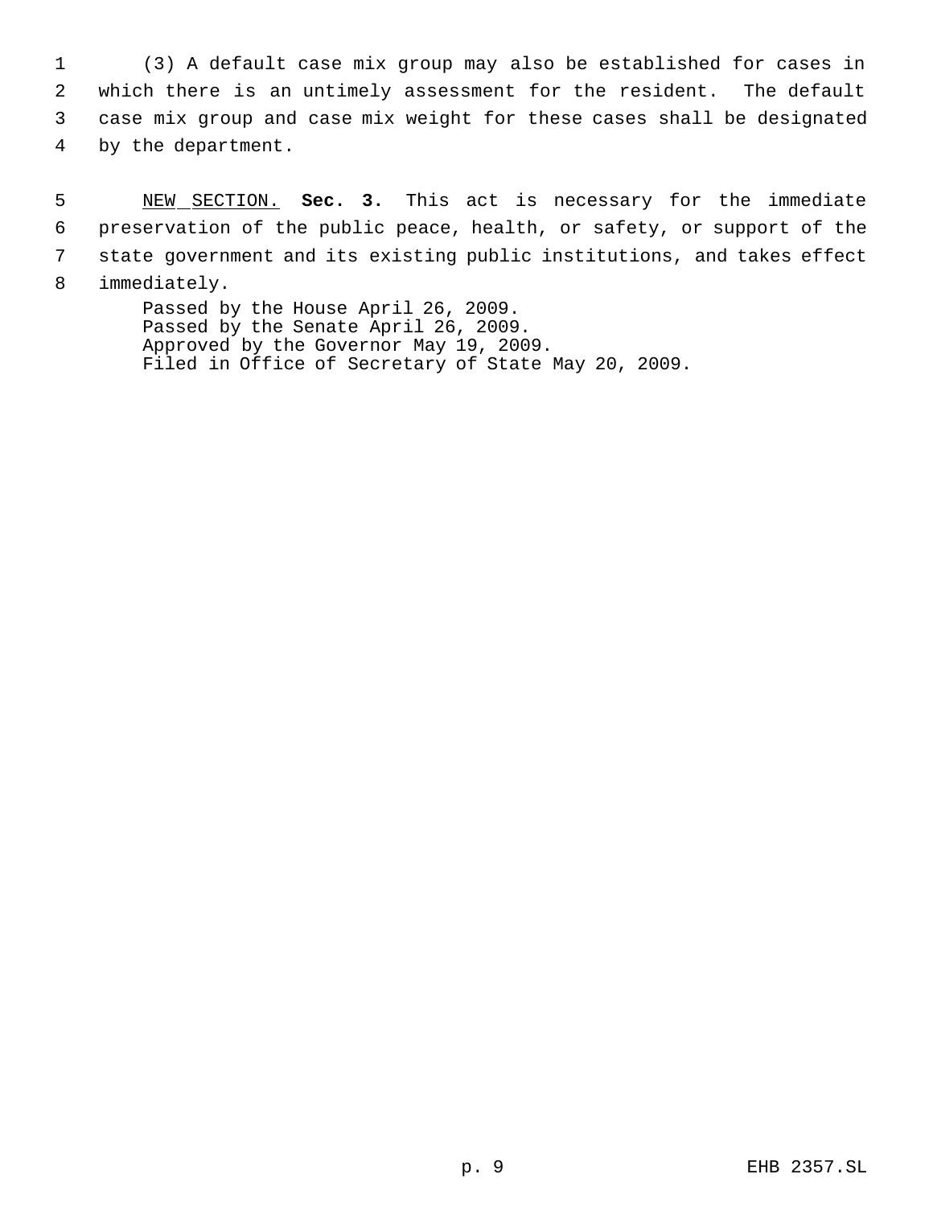(3) A default case mix group may also be established for cases in which there is an untimely assessment for the resident. The default case mix group and case mix weight for these cases shall be designated by the department.

NEW SECTION. **Sec. 3.** This act is necessary for the immediate preservation of the public peace, health, or safety, or support of the state government and its existing public institutions, and takes effect immediately.

Passed by the House April 26, 2009.
Passed by the Senate April 26, 2009.
Approved by the Governor May 19, 2009.
Filed in Office of Secretary of State May 20, 2009.